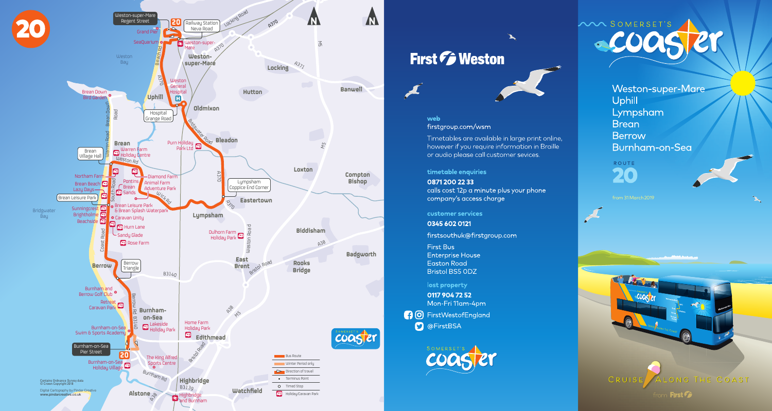# 20

## Weston-super-Mare Regent Street

Grand Pier · Railway Station Neva Road · SeaQuarium · Weston-super-Mare · Weston General Hospital · Hospital Grange Road · Purn Holiday Park Ltd · Lympsham Coppice End Corner · Brean Village Hall · Warren Farm Holiday Centre · Northam Farm · Brean Beach · Lazy Days · Pontins Brean Sands · Diamond Farm Animal Farm Adventure Park · Brean Leisure Park · Brean Leisure Park & Brean Splash Waterpark · Caravan Unity · Sunningcrest · Brightholme · Beachside · Hurn Lane · Sandy Glade · Rose Farm · Dulhorn Farm Holiday Park · Berrow Triangle · Burnham and Berrow Golf Club · Retreat Caravan Park · Lakeside Holiday Park · Home Farm Holiday Park · Burnham-on-Sea Swim & Sports Academy · Burnham-on-Sea Pier Street · Burnham-on-Sea Holiday Village · The King Alfred Sports Centre · Highbridge and Burnham

Map key:
- Bus Route
- Winter Period only
- Direction of travel
- Terminus Point
- Timed Stop
- Holiday/Caravan Park

Contains Ordnance Survey data © Crown Copyright 2018

Digital Cartography by Pindar Creative www.pindarcreative.co.uk

## First Weston

**web**
firstgroup.com/wsm

Timetables are available in large print online, however if you require information in Braille or audio please call customer sevices.

**timetable enquiries**
**0871 200 22 33**
calls cost 12p a minute plus your phone company's access charge

**customer services**
**0345 602 0121**
firstsouthuk@firstgroup.com

First Bus
Enterprise House
Easton Road
Bristol BS5 0DZ

**lost property**
**0117 904 72 52**
Mon-Fri 11am-4pm

FirstWestofEngland
@FirstBSA

## Somerset's Coaster

Weston-super-Mare
Uphill
Lympsham
Brean
Berrow
Burnham-on-Sea

ROUTE
# 20

from 31 March 2019

CRUISE ALONG THE COAST

from First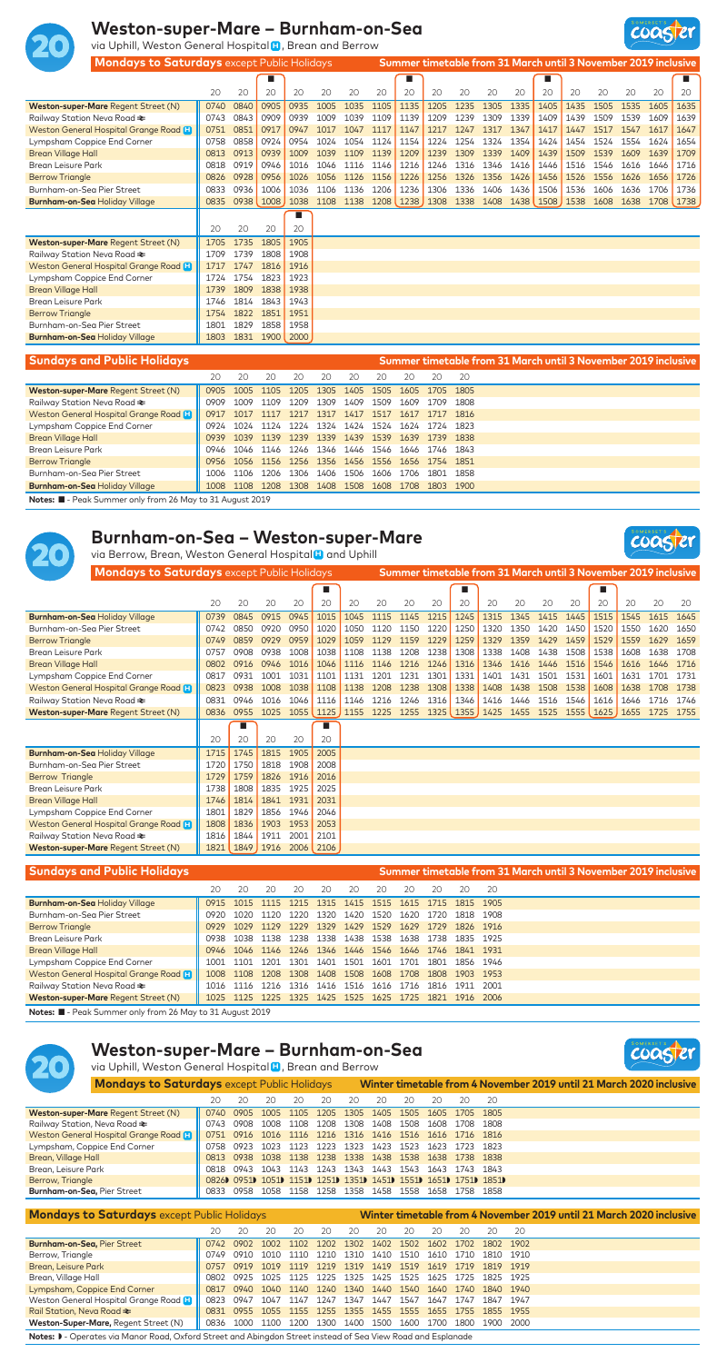# 20 Weston-super-Mare – Burnham-on-Sea

via Uphill, Weston General Hospital, Brean and Berrow

coaster

**Mondays to Saturdays** except Public Holidays — Summer timetable from 31 March until 3 November 2019 inclusive

| | 20 | 20 | 20 ■ | 20 | 20 | 20 | 20 | 20 ■ | 20 | 20 | 20 | 20 | 20 ■ | 20 | 20 | 20 | 20 | 20 ■ |
|---|---|---|---|---|---|---|---|---|---|---|---|---|---|---|---|---|---|---|
| **Weston-super-Mare** Regent Street (N) | 0740 | 0840 | 0905 | 0935 | 1005 | 1035 | 1105 | 1135 | 1205 | 1235 | 1305 | 1335 | 1405 | 1435 | 1505 | 1535 | 1605 | 1635 |
| Railway Station Neva Road | 0743 | 0843 | 0909 | 0939 | 1009 | 1039 | 1109 | 1139 | 1209 | 1239 | 1309 | 1339 | 1409 | 1439 | 1509 | 1539 | 1609 | 1639 |
| Weston General Hospital Grange Road | 0751 | 0851 | 0917 | 0947 | 1017 | 1047 | 1117 | 1147 | 1217 | 1247 | 1317 | 1347 | 1417 | 1447 | 1517 | 1547 | 1617 | 1647 |
| Lympsham Coppice End Corner | 0758 | 0858 | 0924 | 0954 | 1024 | 1054 | 1124 | 1154 | 1224 | 1254 | 1324 | 1354 | 1424 | 1454 | 1524 | 1554 | 1624 | 1654 |
| Brean Village Hall | 0813 | 0913 | 0939 | 1009 | 1039 | 1109 | 1139 | 1209 | 1239 | 1309 | 1339 | 1409 | 1439 | 1509 | 1539 | 1609 | 1639 | 1709 |
| Brean Leisure Park | 0818 | 0919 | 0946 | 1016 | 1046 | 1116 | 1146 | 1216 | 1246 | 1316 | 1346 | 1416 | 1446 | 1516 | 1546 | 1616 | 1646 | 1716 |
| Berrow Triangle | 0826 | 0928 | 0956 | 1026 | 1056 | 1126 | 1156 | 1226 | 1256 | 1326 | 1356 | 1426 | 1456 | 1526 | 1556 | 1626 | 1656 | 1726 |
| Burnham-on-Sea Pier Street | 0833 | 0936 | 1006 | 1036 | 1106 | 1136 | 1206 | 1236 | 1306 | 1336 | 1406 | 1436 | 1506 | 1536 | 1606 | 1636 | 1706 | 1736 |
| **Burnham-on-Sea** Holiday Village | 0835 | 0938 | 1008 | 1038 | 1108 | 1138 | 1208 | 1238 | 1308 | 1338 | 1408 | 1438 | 1508 | 1538 | 1608 | 1638 | 1708 | 1738 |

| | 20 | 20 | 20 | 20 ■ |
|---|---|---|---|---|
| **Weston-super-Mare** Regent Street (N) | 1705 | 1735 | 1805 | 1905 |
| Railway Station Neva Road | 1709 | 1739 | 1808 | 1908 |
| Weston General Hospital Grange Road | 1717 | 1747 | 1816 | 1916 |
| Lympsham Coppice End Corner | 1724 | 1754 | 1823 | 1923 |
| Brean Village Hall | 1739 | 1809 | 1838 | 1938 |
| Brean Leisure Park | 1746 | 1814 | 1843 | 1943 |
| Berrow Triangle | 1754 | 1822 | 1851 | 1951 |
| Burnham-on-Sea Pier Street | 1801 | 1829 | 1858 | 1958 |
| **Burnham-on-Sea** Holiday Village | 1803 | 1831 | 1900 | 2000 |

**Sundays and Public Holidays** — Summer timetable from 31 March until 3 November 2019 inclusive

| | 20 | 20 | 20 | 20 | 20 | 20 | 20 | 20 | 20 | 20 |
|---|---|---|---|---|---|---|---|---|---|---|
| **Weston-super-Mare** Regent Street (N) | 0905 | 1005 | 1105 | 1205 | 1305 | 1405 | 1505 | 1605 | 1705 | 1805 |
| Railway Station Neva Road | 0909 | 1009 | 1109 | 1209 | 1309 | 1409 | 1509 | 1609 | 1709 | 1808 |
| Weston General Hospital Grange Road | 0917 | 1017 | 1117 | 1217 | 1317 | 1417 | 1517 | 1617 | 1717 | 1816 |
| Lympsham Coppice End Corner | 0924 | 1024 | 1124 | 1224 | 1324 | 1424 | 1524 | 1624 | 1724 | 1823 |
| Brean Village Hall | 0939 | 1039 | 1139 | 1239 | 1339 | 1439 | 1539 | 1639 | 1739 | 1838 |
| Brean Leisure Park | 0946 | 1046 | 1146 | 1246 | 1346 | 1446 | 1546 | 1646 | 1746 | 1843 |
| Berrow Triangle | 0956 | 1056 | 1156 | 1256 | 1356 | 1456 | 1556 | 1656 | 1754 | 1851 |
| Burnham-on-Sea Pier Street | 1006 | 1106 | 1206 | 1306 | 1406 | 1506 | 1606 | 1706 | 1801 | 1858 |
| **Burnham-on-Sea** Holiday Village | 1008 | 1108 | 1208 | 1308 | 1408 | 1508 | 1608 | 1708 | 1803 | 1900 |

**Notes:** ■ - Peak Summer only from 26 May to 31 August 2019

# 20 Burnham-on-Sea – Weston-super-Mare

via Berrow, Brean, Weston General Hospital and Uphill

coaster

**Mondays to Saturdays** except Public Holidays — Summer timetable from 31 March until 3 November 2019 inclusive

| | 20 | 20 | 20 | 20 | 20 ■ | 20 | 20 | 20 | 20 | 20 ■ | 20 | 20 | 20 | 20 | 20 ■ | 20 | 20 | 20 |
|---|---|---|---|---|---|---|---|---|---|---|---|---|---|---|---|---|---|---|
| **Burnham-on-Sea** Holiday Village | 0739 | 0845 | 0915 | 0945 | 1015 | 1045 | 1115 | 1145 | 1215 | 1245 | 1315 | 1345 | 1415 | 1445 | 1515 | 1545 | 1615 | 1645 |
| Burnham-on-Sea Pier Street | 0742 | 0850 | 0920 | 0950 | 1020 | 1050 | 1120 | 1150 | 1220 | 1250 | 1320 | 1350 | 1420 | 1450 | 1520 | 1550 | 1620 | 1650 |
| Berrow Triangle | 0749 | 0859 | 0929 | 0959 | 1029 | 1059 | 1129 | 1159 | 1229 | 1259 | 1329 | 1359 | 1429 | 1459 | 1529 | 1559 | 1629 | 1659 |
| Brean Leisure Park | 0757 | 0908 | 0938 | 1008 | 1038 | 1108 | 1138 | 1208 | 1238 | 1308 | 1338 | 1408 | 1438 | 1508 | 1538 | 1608 | 1638 | 1708 |
| Brean Village Hall | 0802 | 0916 | 0946 | 1016 | 1046 | 1116 | 1146 | 1216 | 1246 | 1316 | 1346 | 1416 | 1446 | 1516 | 1546 | 1616 | 1646 | 1716 |
| Lympsham Coppice End Corner | 0817 | 0931 | 1001 | 1031 | 1101 | 1131 | 1201 | 1231 | 1301 | 1331 | 1401 | 1431 | 1501 | 1531 | 1601 | 1631 | 1701 | 1731 |
| Weston General Hospital Grange Road | 0823 | 0938 | 1008 | 1038 | 1108 | 1138 | 1208 | 1238 | 1308 | 1338 | 1408 | 1438 | 1508 | 1538 | 1608 | 1638 | 1708 | 1738 |
| Railway Station Neva Road | 0831 | 0946 | 1016 | 1046 | 1116 | 1146 | 1216 | 1246 | 1316 | 1346 | 1416 | 1446 | 1516 | 1546 | 1616 | 1646 | 1716 | 1746 |
| **Weston-super-Mare** Regent Street (N) | 0836 | 0955 | 1025 | 1055 | 1125 | 1155 | 1225 | 1255 | 1325 | 1355 | 1425 | 1455 | 1525 | 1555 | 1625 | 1655 | 1725 | 1755 |

| | 20 | 20 ■ | 20 | 20 | 20 ■ |
|---|---|---|---|---|---|
| **Burnham-on-Sea** Holiday Village | 1715 | 1745 | 1815 | 1905 | 2005 |
| Burnham-on-Sea Pier Street | 1720 | 1750 | 1818 | 1908 | 2008 |
| Berrow Triangle | 1729 | 1759 | 1826 | 1916 | 2016 |
| Brean Leisure Park | 1738 | 1808 | 1835 | 1925 | 2025 |
| Brean Village Hall | 1746 | 1814 | 1841 | 1931 | 2031 |
| Lympsham Coppice End Corner | 1801 | 1829 | 1856 | 1946 | 2046 |
| Weston General Hospital Grange Road | 1808 | 1836 | 1903 | 1953 | 2053 |
| Railway Station Neva Road | 1816 | 1844 | 1911 | 2001 | 2101 |
| **Weston-super-Mare** Regent Street (N) | 1821 | 1849 | 1916 | 2006 | 2106 |

**Sundays and Public Holidays** — Summer timetable from 31 March until 3 November 2019 inclusive

| | 20 | 20 | 20 | 20 | 20 | 20 | 20 | 20 | 20 | 20 | 20 |
|---|---|---|---|---|---|---|---|---|---|---|---|
| **Burnham-on-Sea** Holiday Village | 0915 | 1015 | 1115 | 1215 | 1315 | 1415 | 1515 | 1615 | 1715 | 1815 | 1905 |
| Burnham-on-Sea Pier Street | 0920 | 1020 | 1120 | 1220 | 1320 | 1420 | 1520 | 1620 | 1720 | 1818 | 1908 |
| Berrow Triangle | 0929 | 1029 | 1129 | 1229 | 1329 | 1429 | 1529 | 1629 | 1729 | 1826 | 1916 |
| Brean Leisure Park | 0938 | 1038 | 1138 | 1238 | 1338 | 1438 | 1538 | 1638 | 1738 | 1835 | 1925 |
| Brean Village Hall | 0946 | 1046 | 1146 | 1246 | 1346 | 1446 | 1546 | 1646 | 1746 | 1841 | 1931 |
| Lympsham Coppice End Corner | 1001 | 1101 | 1201 | 1301 | 1401 | 1501 | 1601 | 1701 | 1801 | 1856 | 1946 |
| Weston General Hospital Grange Road | 1008 | 1108 | 1208 | 1308 | 1408 | 1508 | 1608 | 1708 | 1808 | 1903 | 1953 |
| Railway Station Neva Road | 1016 | 1116 | 1216 | 1316 | 1416 | 1516 | 1616 | 1716 | 1816 | 1911 | 2001 |
| **Weston-super-Mare** Regent Street (N) | 1025 | 1125 | 1225 | 1325 | 1425 | 1525 | 1625 | 1725 | 1821 | 1916 | 2006 |

**Notes:** ■ - Peak Summer only from 26 May to 31 August 2019

# 20 Weston-super-Mare – Burnham-on-Sea

via Uphill, Weston General Hospital, Brean and Berrow

coaster

**Mondays to Saturdays** except Public Holidays — Winter timetable from 4 November 2019 until 21 March 2020 inclusive

| | 20 | 20 | 20 | 20 | 20 | 20 | 20 | 20 | 20 | 20 | 20 |
|---|---|---|---|---|---|---|---|---|---|---|---|
| **Weston-super-Mare** Regent Street (N) | 0740 | 0905 | 1005 | 1105 | 1205 | 1305 | 1405 | 1505 | 1605 | 1705 | 1805 |
| Railway Station, Neva Road | 0743 | 0908 | 1008 | 1108 | 1208 | 1308 | 1408 | 1508 | 1608 | 1708 | 1808 |
| Weston General Hospital Grange Road | 0751 | 0916 | 1016 | 1116 | 1216 | 1316 | 1416 | 1516 | 1616 | 1716 | 1816 |
| Lympsham, Coppice End Corner | 0758 | 0923 | 1023 | 1123 | 1223 | 1323 | 1423 | 1523 | 1623 | 1723 | 1823 |
| Brean, Village Hall | 0813 | 0938 | 1038 | 1138 | 1238 | 1338 | 1438 | 1538 | 1638 | 1738 | 1838 |
| Brean, Leisure Park | 0818 | 0943 | 1043 | 1143 | 1243 | 1343 | 1443 | 1543 | 1643 | 1743 | 1843 |
| Berrow, Triangle | 0826◗ | 0951◗ | 1051◗ | 1151◗ | 1251◗ | 1351◗ | 1451◗ | 1551◗ | 1651◗ | 1751◗ | 1851◗ |
| **Burnham-on-Sea,** Pier Street | 0833 | 0958 | 1058 | 1158 | 1258 | 1358 | 1458 | 1558 | 1658 | 1758 | 1858 |

**Mondays to Saturdays** except Public Holidays — Winter timetable from 4 November 2019 until 21 March 2020 inclusive

| | 20 | 20 | 20 | 20 | 20 | 20 | 20 | 20 | 20 | 20 | 20 | 20 |
|---|---|---|---|---|---|---|---|---|---|---|---|---|
| **Burnham-on-Sea,** Pier Street | 0742 | 0902 | 1002 | 1102 | 1202 | 1302 | 1402 | 1502 | 1602 | 1702 | 1802 | 1902 |
| Berrow, Triangle | 0749 | 0910 | 1010 | 1110 | 1210 | 1310 | 1410 | 1510 | 1610 | 1710 | 1810 | 1910 |
| Brean, Leisure Park | 0757 | 0919 | 1019 | 1119 | 1219 | 1319 | 1419 | 1519 | 1619 | 1719 | 1819 | 1919 |
| Brean, Village Hall | 0802 | 0925 | 1025 | 1125 | 1225 | 1325 | 1425 | 1525 | 1625 | 1725 | 1825 | 1925 |
| Lympsham, Coppice End Corner | 0817 | 0940 | 1040 | 1140 | 1240 | 1340 | 1440 | 1540 | 1640 | 1740 | 1840 | 1940 |
| Weston General Hospital Grange Road | 0823 | 0947 | 1047 | 1147 | 1247 | 1347 | 1447 | 1547 | 1647 | 1747 | 1847 | 1947 |
| Rail Station, Neva Road | 0831 | 0955 | 1055 | 1155 | 1255 | 1355 | 1455 | 1555 | 1655 | 1755 | 1855 | 1955 |
| **Weston-Super-Mare,** Regent Street (N) | 0836 | 1000 | 1100 | 1200 | 1300 | 1400 | 1500 | 1600 | 1700 | 1800 | 1900 | 2000 |

**Notes:** ◗ - Operates via Manor Road, Oxford Street and Abingdon Street instead of Sea View Road and Esplanade